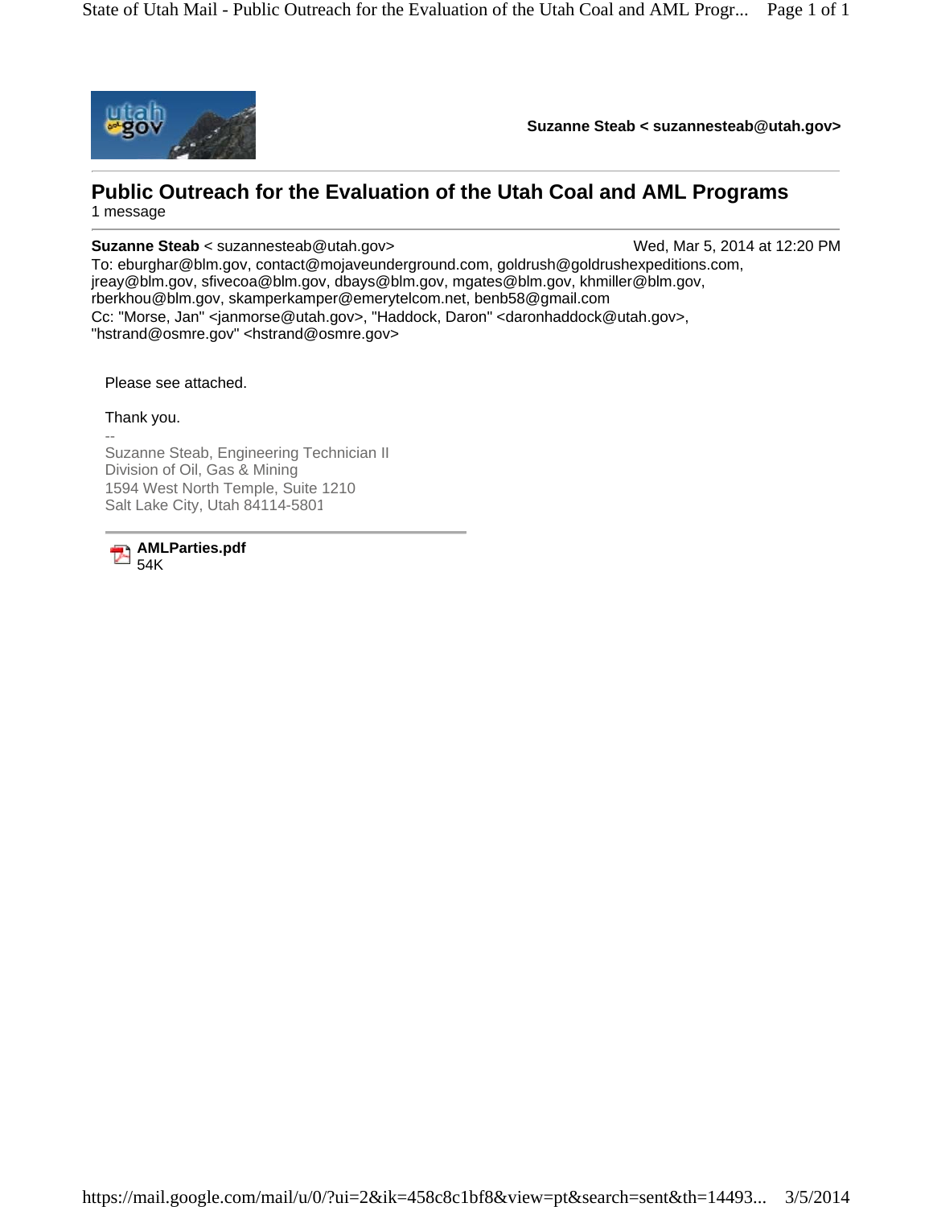**Suzanne Steab < suzannesteab@utah.gov>**

---

# Public Outreach for the Evaluation of the Utah Coal and AML Programs

1 message

---

**Suzanne Steab** < suzannesteab@utah.gov> Wed, Mar 5, 2014 at 12:20 PM

To: eburghar@blm.gov, contact@mojaveunderground.com, goldrush@goldrushexpeditions.com, jreay@blm.gov, sfivecoa@blm.gov, dbays@blm.gov, mgates@blm.gov, khmiller@blm.gov, rberkhou@blm.gov, skamperkamper@emerytelcom.net, benb58@gmail.com

Cc: "Morse, Jan" <janmorse@utah.gov>, "Haddock, Daron" <daronhaddock@utah.gov>, "hstrand@osmre.gov" <hstrand@osmre.gov>

Please see attached.

Thank you.

--

Suzanne Steab, Engineering Technician II
Division of Oil, Gas & Mining
1594 West North Temple, Suite 1210
Salt Lake City, Utah 84114-5801

---

**AMLParties.pdf**
54K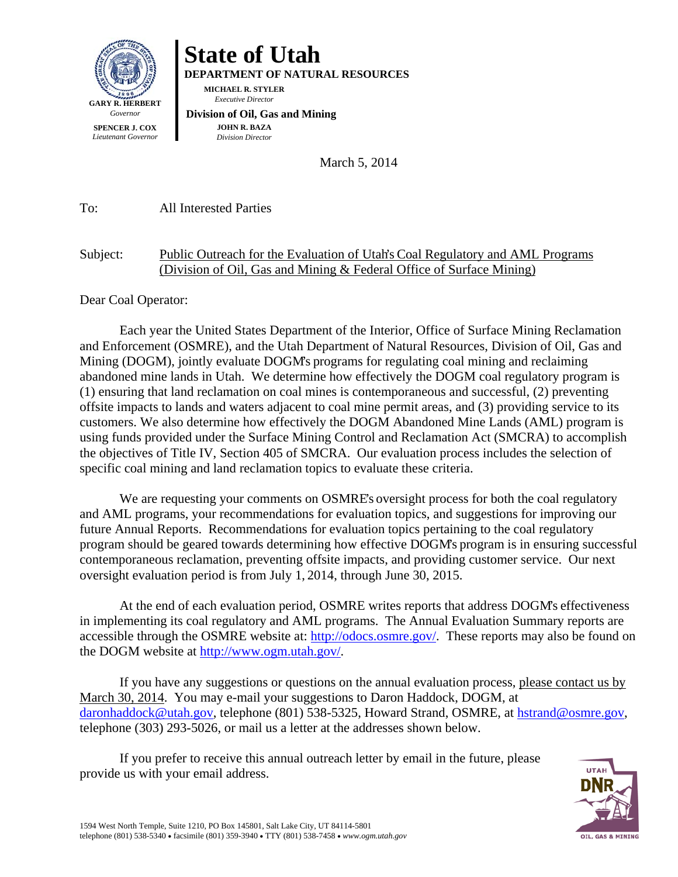# State of Utah

**DEPARTMENT OF NATURAL RESOURCES**

**MICHAEL R. STYLER**
*Executive Director*

**Division of Oil, Gas and Mining**

**JOHN R. BAZA**
*Division Director*

**GARY R. HERBERT**
*Governor*

**SPENCER J. COX**
*Lieutenant Governor*

March 5, 2014

To: All Interested Parties

Subject: Public Outreach for the Evaluation of Utah's Coal Regulatory and AML Programs (Division of Oil, Gas and Mining & Federal Office of Surface Mining)

Dear Coal Operator:

Each year the United States Department of the Interior, Office of Surface Mining Reclamation and Enforcement (OSMRE), and the Utah Department of Natural Resources, Division of Oil, Gas and Mining (DOGM), jointly evaluate DOGM's programs for regulating coal mining and reclaiming abandoned mine lands in Utah. We determine how effectively the DOGM coal regulatory program is (1) ensuring that land reclamation on coal mines is contemporaneous and successful, (2) preventing offsite impacts to lands and waters adjacent to coal mine permit areas, and (3) providing service to its customers. We also determine how effectively the DOGM Abandoned Mine Lands (AML) program is using funds provided under the Surface Mining Control and Reclamation Act (SMCRA) to accomplish the objectives of Title IV, Section 405 of SMCRA. Our evaluation process includes the selection of specific coal mining and land reclamation topics to evaluate these criteria.

We are requesting your comments on OSMRE's oversight process for both the coal regulatory and AML programs, your recommendations for evaluation topics, and suggestions for improving our future Annual Reports. Recommendations for evaluation topics pertaining to the coal regulatory program should be geared towards determining how effective DOGM's program is in ensuring successful contemporaneous reclamation, preventing offsite impacts, and providing customer service. Our next oversight evaluation period is from July 1, 2014, through June 30, 2015.

At the end of each evaluation period, OSMRE writes reports that address DOGM's effectiveness in implementing its coal regulatory and AML programs. The Annual Evaluation Summary reports are accessible through the OSMRE website at: http://odocs.osmre.gov/. These reports may also be found on the DOGM website at http://www.ogm.utah.gov/.

If you have any suggestions or questions on the annual evaluation process, please contact us by March 30, 2014. You may e-mail your suggestions to Daron Haddock, DOGM, at daronhaddock@utah.gov, telephone (801) 538-5325, Howard Strand, OSMRE, at hstrand@osmre.gov, telephone (303) 293-5026, or mail us a letter at the addresses shown below.

If you prefer to receive this annual outreach letter by email in the future, please provide us with your email address.

1594 West North Temple, Suite 1210, PO Box 145801, Salt Lake City, UT 84114-5801
telephone (801) 538-5340 • facsimile (801) 359-3940 • TTY (801) 538-7458 • *www.ogm.utah.gov*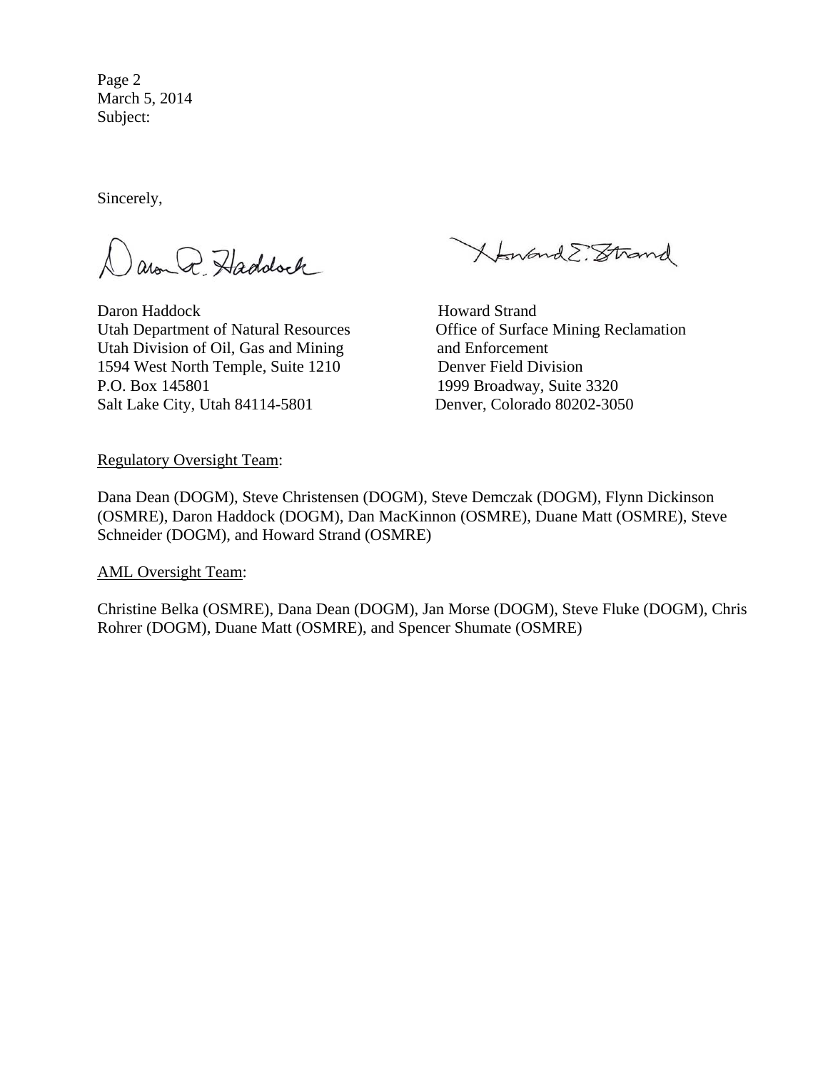Page 2
March 5, 2014
Subject:

Sincerely,

Daron Haddock
Utah Department of Natural Resources
Utah Division of Oil, Gas and Mining
1594 West North Temple, Suite 1210
P.O. Box 145801
Salt Lake City, Utah 84114-5801

Howard Strand
Office of Surface Mining Reclamation
and Enforcement
Denver Field Division
1999 Broadway, Suite 3320
Denver, Colorado 80202-3050

<u>Regulatory Oversight Team</u>:

Dana Dean (DOGM), Steve Christensen (DOGM), Steve Demczak (DOGM), Flynn Dickinson (OSMRE), Daron Haddock (DOGM), Dan MacKinnon (OSMRE), Duane Matt (OSMRE), Steve Schneider (DOGM), and Howard Strand (OSMRE)

<u>AML Oversight Team</u>:

Christine Belka (OSMRE), Dana Dean (DOGM), Jan Morse (DOGM), Steve Fluke (DOGM), Chris Rohrer (DOGM), Duane Matt (OSMRE), and Spencer Shumate (OSMRE)